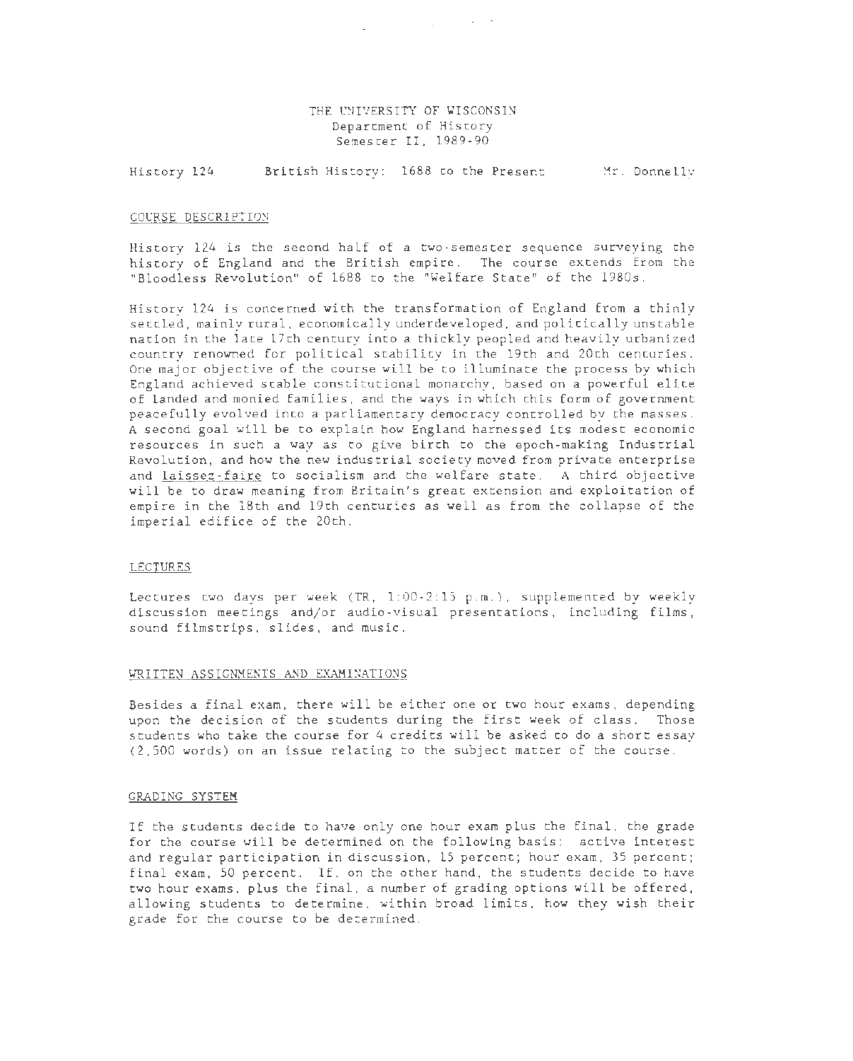THE UNIVERSITY OF WISCONSIN
Department of History
Semester II, 1989-90

History 124 British History: 1688 to the Present Mr. Donnelly

## COURSE DESCRIPTION

History 124 is the second half of a two-semester sequence surveying the history of England and the British empire. The course extends from the "Bloodless Revolution" of 1688 to the "Welfare State" of the 1980s.

History 124 is concerned with the transformation of England from a thinly settled, mainly rural, economically underdeveloped, and politically unstable nation in the late 17th century into a thickly peopled and heavily urbanized country renowned for political stability in the 19th and 20th centuries. One major objective of the course will be to illuminate the process by which England achieved stable constitutional monarchy, based on a powerful elite of landed and monied families, and the ways in which this form of government peacefully evolved into a parliamentary democracy controlled by the masses. A second goal will be to explain how England harnessed its modest economic resources in such a way as to give birth to the epoch-making Industrial Revolution, and how the new industrial society moved from private enterprise and laissez-faire to socialism and the welfare state. A third objective will be to draw meaning from Britain's great extension and exploitation of empire in the 18th and 19th centuries as well as from the collapse of the imperial edifice of the 20th.

## LECTURES

Lectures two days per week (TR, 1:00-2:15 p.m.), supplemented by weekly discussion meetings and/or audio-visual presentations, including films, sound filmstrips, slides, and music.

## WRITTEN ASSIGNMENTS AND EXAMINATIONS

Besides a final exam, there will be either one or two hour exams, depending upon the decision of the students during the first week of class. Those students who take the course for 4 credits will be asked to do a short essay (2,500 words) on an issue relating to the subject matter of the course.

## GRADING SYSTEM

If the students decide to have only one hour exam plus the final, the grade for the course will be determined on the following basis: active interest and regular participation in discussion, 15 percent; hour exam, 35 percent; final exam, 50 percent. If, on the other hand, the students decide to have two hour exams, plus the final, a number of grading options will be offered, allowing students to determine, within broad limits, how they wish their grade for the course to be determined.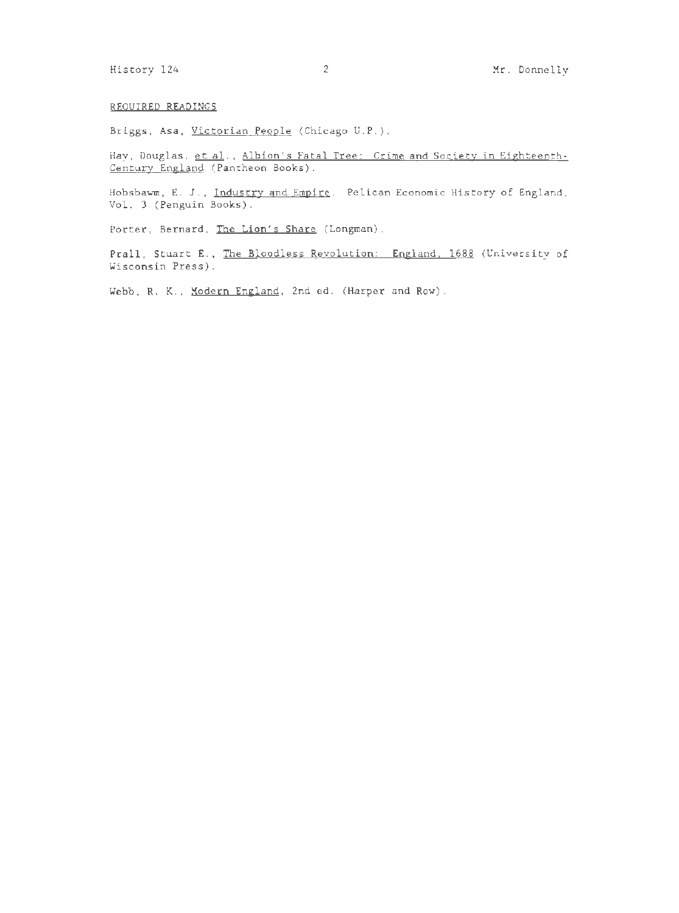## REQUIRED READINGS

Briggs, Asa, Victorian People (Chicago U.P.).

Hay, Douglas, et al., Albion's Fatal Tree: Crime and Society in Eighteenth-Century England (Pantheon Books).

Hobsbawm, E. J., Industry and Empire. Pelican Economic History of England, Vol. 3 (Penguin Books).

Porter, Bernard, The Lion's Share (Longman).

Prall, Stuart E., The Bloodless Revolution: England, 1688 (University of Wisconsin Press).

Webb, R. K., Modern England, 2nd ed. (Harper and Row).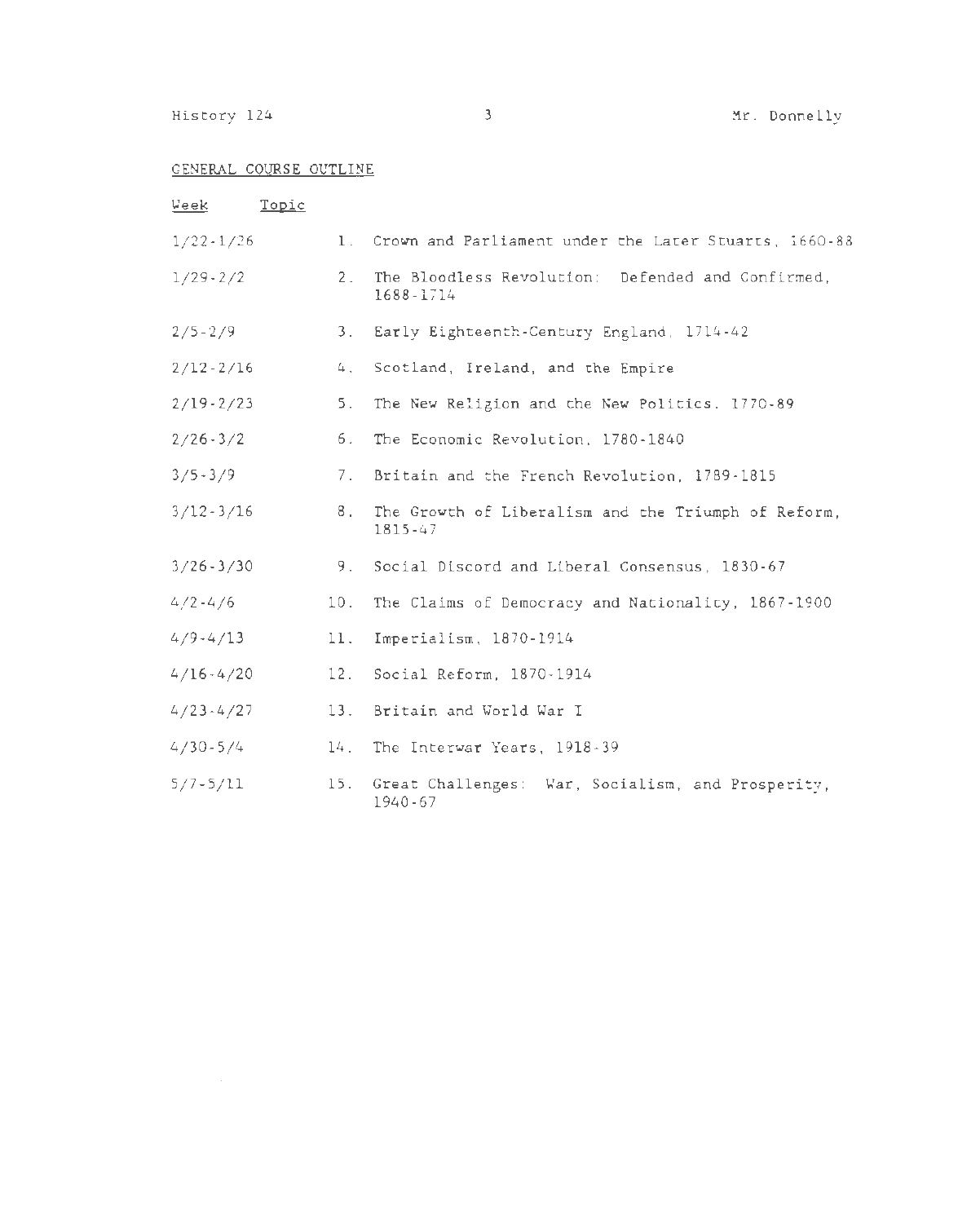## GENERAL COURSE OUTLINE

| Week | Topic |
| --- | --- |
| 1/22-1/26 | 1. Crown and Parliament under the Later Stuarts, 1660-88 |
| 1/29-2/2 | 2. The Bloodless Revolution: Defended and Confirmed, 1688-1714 |
| 2/5-2/9 | 3. Early Eighteenth-Century England, 1714-42 |
| 2/12-2/16 | 4. Scotland, Ireland, and the Empire |
| 2/19-2/23 | 5. The New Religion and the New Politics, 1770-89 |
| 2/26-3/2 | 6. The Economic Revolution, 1780-1840 |
| 3/5-3/9 | 7. Britain and the French Revolution, 1789-1815 |
| 3/12-3/16 | 8. The Growth of Liberalism and the Triumph of Reform, 1815-47 |
| 3/26-3/30 | 9. Social Discord and Liberal Consensus, 1830-67 |
| 4/2-4/6 | 10. The Claims of Democracy and Nationality, 1867-1900 |
| 4/9-4/13 | 11. Imperialism, 1870-1914 |
| 4/16-4/20 | 12. Social Reform, 1870-1914 |
| 4/23-4/27 | 13. Britain and World War I |
| 4/30-5/4 | 14. The Interwar Years, 1918-39 |
| 5/7-5/11 | 15. Great Challenges: War, Socialism, and Prosperity, 1940-67 |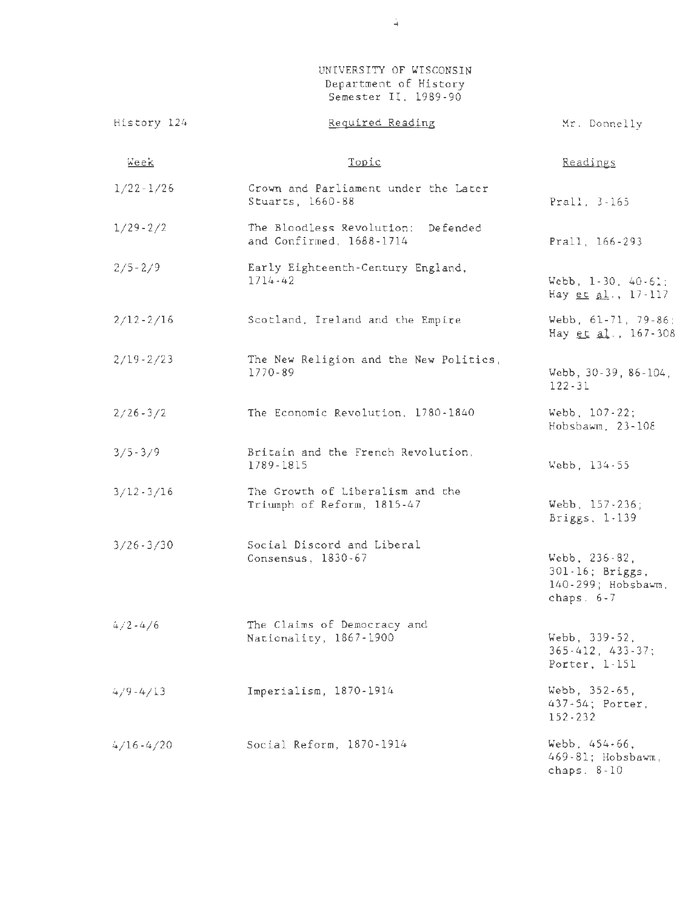UNIVERSITY OF WISCONSIN
Department of History
Semester II, 1989-90

History 124 | Required Reading | Mr. Donnelly

| Week | Topic | Readings |
|---|---|---|
| 1/22-1/26 | Crown and Parliament under the Later Stuarts, 1660-88 | Prall, 3-165 |
| 1/29-2/2 | The Bloodless Revolution: Defended and Confirmed, 1688-1714 | Prall, 166-293 |
| 2/5-2/9 | Early Eighteenth-Century England, 1714-42 | Webb, 1-30, 40-61; Hay *et al.*, 17-117 |
| 2/12-2/16 | Scotland, Ireland and the Empire | Webb, 61-71, 79-86; Hay *et al.*, 167-308 |
| 2/19-2/23 | The New Religion and the New Politics, 1770-89 | Webb, 30-39, 86-104, 122-31 |
| 2/26-3/2 | The Economic Revolution, 1780-1840 | Webb, 107-22; Hobsbawm, 23-108 |
| 3/5-3/9 | Britain and the French Revolution, 1789-1815 | Webb, 134-55 |
| 3/12-3/16 | The Growth of Liberalism and the Triumph of Reform, 1815-47 | Webb, 157-236; Briggs, 1-139 |
| 3/26-3/30 | Social Discord and Liberal Consensus, 1830-67 | Webb, 236-82, 301-16; Briggs, 140-299; Hobsbawm, chaps. 6-7 |
| 4/2-4/6 | The Claims of Democracy and Nationality, 1867-1900 | Webb, 339-52, 365-412, 433-37; Porter, 1-151 |
| 4/9-4/13 | Imperialism, 1870-1914 | Webb, 352-65, 437-54; Porter, 152-232 |
| 4/16-4/20 | Social Reform, 1870-1914 | Webb, 454-66, 469-81; Hobsbawm, chaps. 8-10 |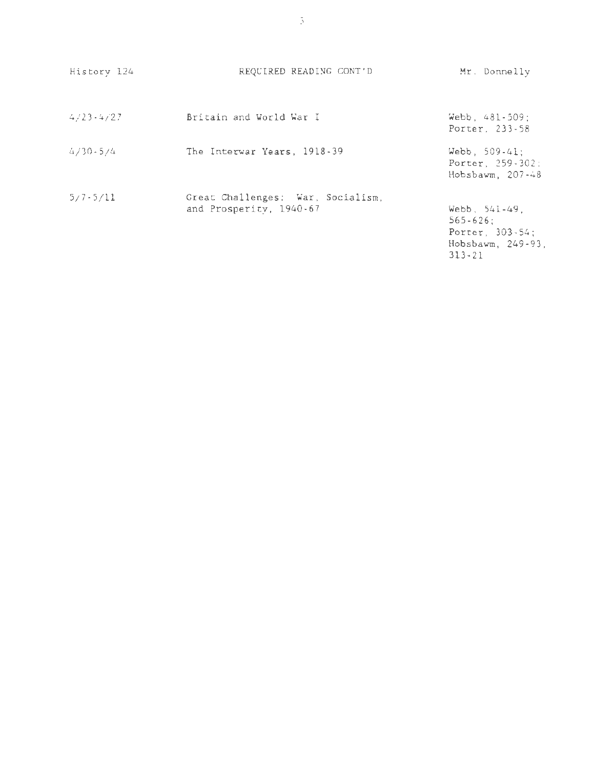| | | |
|---|---|---|
| 4/23-4/27 | Britain and World War I | Webb, 481-509; Porter, 233-58 |
| 4/30-5/4 | The Interwar Years, 1918-39 | Webb, 509-41; Porter, 259-302; Hobsbawm, 207-48 |
| 5/7-5/11 | Great Challenges: War, Socialism, and Prosperity, 1940-67 | Webb, 541-49, 565-626; Porter, 303-54; Hobsbawm, 249-93, 313-21 |